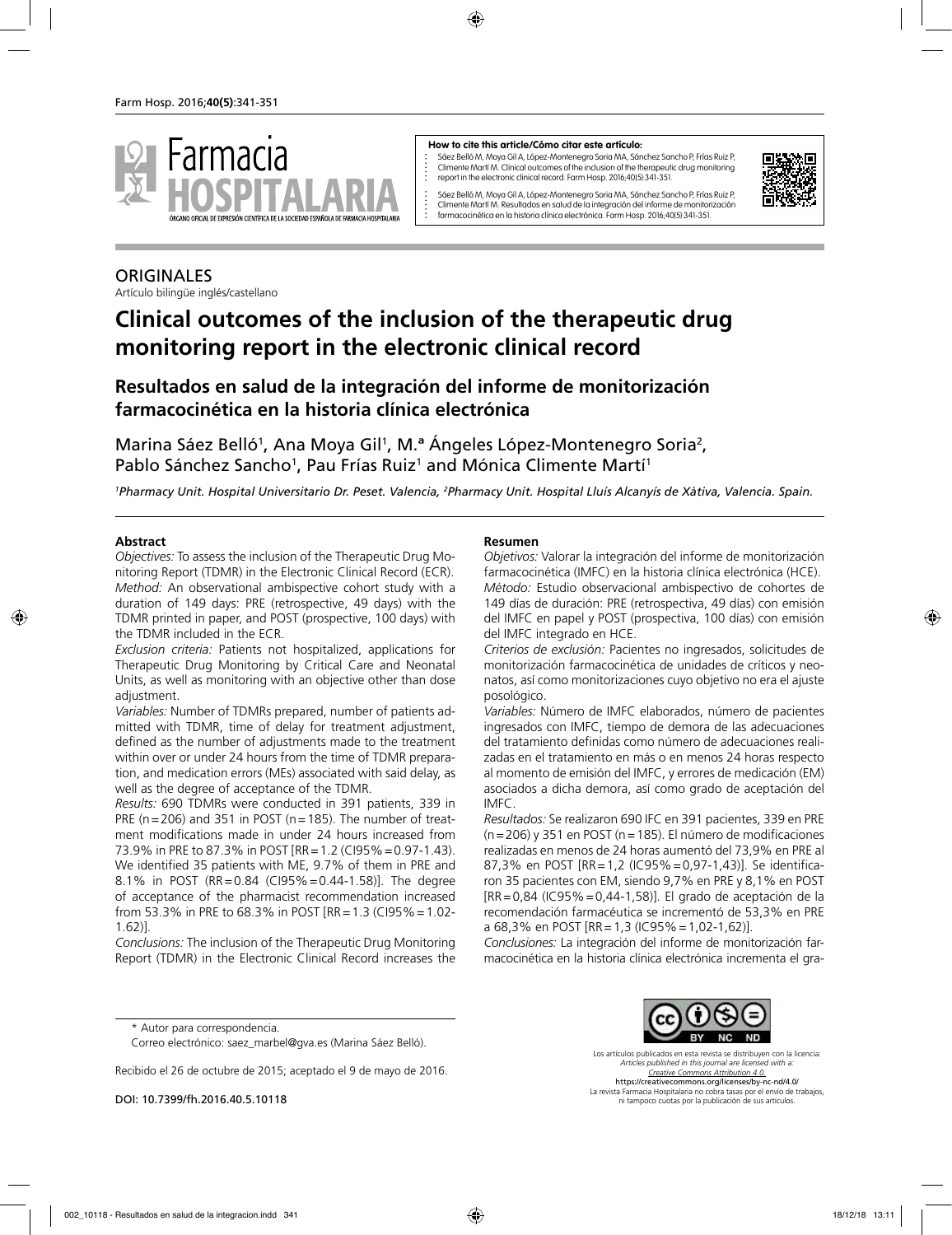**How to cite this article/Cómo citar este artículo:**

Sáez Belló M, Moya Gil A, López-Montenegro Soria MA, Sánchez Sancho P, Frías Ruiz P, Climente Martí M. Clinical outcomes of the inclusion of the therapeutic drug monitoring report in the electronic clinical record. Farm Hosp. 2016;40(5):341-351.

Sáez Belló M, Moya Gil A, López-Montenegro Soria MA, Sánchez Sancho P, Frías Ruiz P, Climente Martí M. Resultados en salud de la integración del informe de monitorización farmacocinética en la historia clínica electrónica. Farm Hosp. 2016;40(5):341-351.

ORIGINALES

Artículo bilingüe inglés/castellano

# Clinical outcomes of the inclusion of the therapeutic drug monitoring report in the electronic clinical record

## Resultados en salud de la integración del informe de monitorización farmacocinética en la historia clínica electrónica

Marina Sáez Belló[1], Ana Moya Gil[1], M.ª Ángeles López-Montenegro Soria[2], Pablo Sánchez Sancho[1], Pau Frías Ruiz[1] and Mónica Climente Martí[1]

*[1]Pharmacy Unit. Hospital Universitario Dr. Peset. Valencia, [2]Pharmacy Unit. Hospital Lluís Alcanyís de Xàtiva, Valencia. Spain.*

**Abstract**

*Objectives:* To assess the inclusion of the Therapeutic Drug Monitoring Report (TDMR) in the Electronic Clinical Record (ECR).

*Method:* An observational ambispective cohort study with a duration of 149 days: PRE (retrospective, 49 days) with the TDMR printed in paper, and POST (prospective, 100 days) with the TDMR included in the ECR.

*Exclusion criteria:* Patients not hospitalized, applications for Therapeutic Drug Monitoring by Critical Care and Neonatal Units, as well as monitoring with an objective other than dose adjustment.

*Variables:* Number of TDMRs prepared, number of patients admitted with TDMR, time of delay for treatment adjustment, defined as the number of adjustments made to the treatment within over or under 24 hours from the time of TDMR preparation, and medication errors (MEs) associated with said delay, as well as the degree of acceptance of the TDMR.

*Results:* 690 TDMRs were conducted in 391 patients, 339 in PRE (n = 206) and 351 in POST (n = 185). The number of treatment modifications made in under 24 hours increased from 73.9% in PRE to 87.3% in POST [RR = 1.2 (CI95% = 0.97-1.43). We identified 35 patients with ME, 9.7% of them in PRE and 8.1% in POST (RR = 0.84 (CI95% = 0.44-1.58)]. The degree of acceptance of the pharmacist recommendation increased from 53.3% in PRE to 68.3% in POST [RR = 1.3 (CI95% = 1.02-1.62)].

*Conclusions:* The inclusion of the Therapeutic Drug Monitoring Report (TDMR) in the Electronic Clinical Record increases the

**Resumen**

*Objetivos:* Valorar la integración del informe de monitorización farmacocinética (IMFC) en la historia clínica electrónica (HCE).

*Método:* Estudio observacional ambispectivo de cohortes de 149 días de duración: PRE (retrospectiva, 49 días) con emisión del IMFC en papel y POST (prospectiva, 100 días) con emisión del IMFC integrado en HCE.

*Criterios de exclusión:* Pacientes no ingresados, solicitudes de monitorización farmacocinética de unidades de críticos y neonatos, así como monitorizaciones cuyo objetivo no era el ajuste posológico.

*Variables:* Número de IMFC elaborados, número de pacientes ingresados con IMFC, tiempo de demora de las adecuaciones del tratamiento definidas como número de adecuaciones realizadas en el tratamiento en más o en menos 24 horas respecto al momento de emisión del IMFC, y errores de medicación (EM) asociados a dicha demora, así como grado de aceptación del IMFC.

*Resultados:* Se realizaron 690 IFC en 391 pacientes, 339 en PRE (n = 206) y 351 en POST (n = 185). El número de modificaciones realizadas en menos de 24 horas aumentó del 73,9% en PRE al 87,3% en POST [RR = 1,2 (IC95% = 0,97-1,43)]. Se identificaron 35 pacientes con EM, siendo 9,7% en PRE y 8,1% en POST [RR = 0,84 (IC95% = 0,44-1,58)]. El grado de aceptación de la recomendación farmacéutica se incrementó de 53,3% en PRE a 68,3% en POST [RR = 1,3 (IC95% = 1,02-1,62)].

*Conclusiones:* La integración del informe de monitorización farmacocinética en la historia clínica electrónica incrementa el gra-

\* Autor para correspondencia.
Correo electrónico: saez_marbel@gva.es (Marina Sáez Belló).

Recibido el 26 de octubre de 2015; aceptado el 9 de mayo de 2016.

DOI: 10.7399/fh.2016.40.5.10118

Los artículos publicados en esta revista se distribuyen con la licencia:
*Articles published in this journal are licensed with a:*
*Creative Commons Attribution 4.0.*
https://creativecommons.org/licenses/by-nc-nd/4.0/
La revista Farmacia Hospitalaria no cobra tasas por el envío de trabajos, ni tampoco cuotas por la publicación de sus artículos.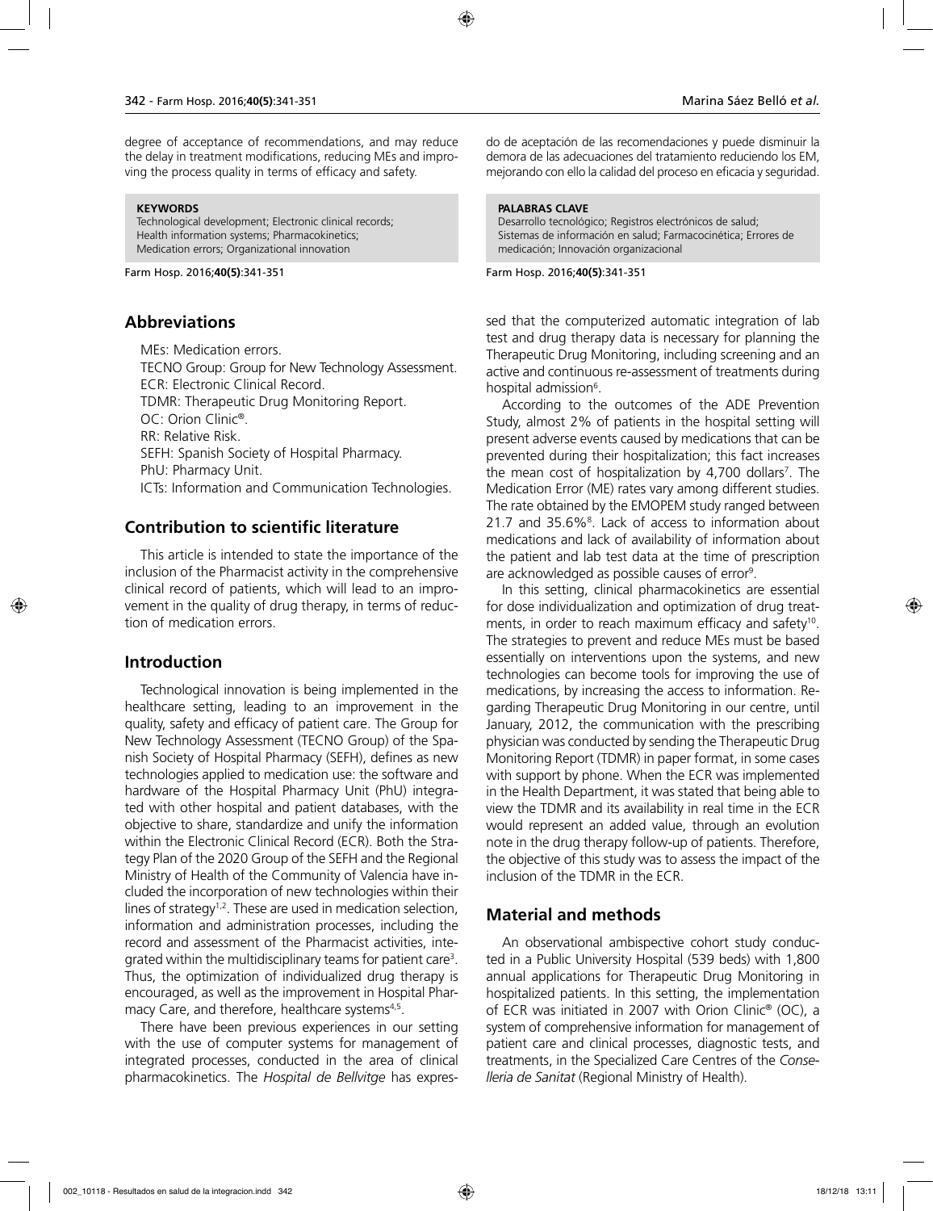degree of acceptance of recommendations, and may reduce the delay in treatment modifications, reducing MEs and improving the process quality in terms of efficacy and safety.

**KEYWORDS**
Technological development; Electronic clinical records; Health information systems; Pharmacokinetics; Medication errors; Organizational innovation

do de aceptación de las recomendaciones y puede disminuir la demora de las adecuaciones del tratamiento reduciendo los EM, mejorando con ello la calidad del proceso en eficacia y seguridad.

**PALABRAS CLAVE**
Desarrollo tecnológico; Registros electrónicos de salud; Sistemas de información en salud; Farmacocinética; Errores de medicación; Innovación organizacional

## Abbreviations

MEs: Medication errors.
TECNO Group: Group for New Technology Assessment.
ECR: Electronic Clinical Record.
TDMR: Therapeutic Drug Monitoring Report.
OC: Orion Clinic®.
RR: Relative Risk.
SEFH: Spanish Society of Hospital Pharmacy.
PhU: Pharmacy Unit.
ICTs: Information and Communication Technologies.

## Contribution to scientific literature

This article is intended to state the importance of the inclusion of the Pharmacist activity in the comprehensive clinical record of patients, which will lead to an improvement in the quality of drug therapy, in terms of reduction of medication errors.

## Introduction

Technological innovation is being implemented in the healthcare setting, leading to an improvement in the quality, safety and efficacy of patient care. The Group for New Technology Assessment (TECNO Group) of the Spanish Society of Hospital Pharmacy (SEFH), defines as new technologies applied to medication use: the software and hardware of the Hospital Pharmacy Unit (PhU) integrated with other hospital and patient databases, with the objective to share, standardize and unify the information within the Electronic Clinical Record (ECR). Both the Strategy Plan of the 2020 Group of the SEFH and the Regional Ministry of Health of the Community of Valencia have included the incorporation of new technologies within their lines of strategy[1,2]. These are used in medication selection, information and administration processes, including the record and assessment of the Pharmacist activities, integrated within the multidisciplinary teams for patient care[3]. Thus, the optimization of individualized drug therapy is encouraged, as well as the improvement in Hospital Pharmacy Care, and therefore, healthcare systems[4,5].

There have been previous experiences in our setting with the use of computer systems for management of integrated processes, conducted in the area of clinical pharmacokinetics. The *Hospital de Bellvitge* has expressed that the computerized automatic integration of lab test and drug therapy data is necessary for planning the Therapeutic Drug Monitoring, including screening and an active and continuous re-assessment of treatments during hospital admission[6].

According to the outcomes of the ADE Prevention Study, almost 2% of patients in the hospital setting will present adverse events caused by medications that can be prevented during their hospitalization; this fact increases the mean cost of hospitalization by 4,700 dollars[7]. The Medication Error (ME) rates vary among different studies. The rate obtained by the EMOPEM study ranged between 21.7 and 35.6%[8]. Lack of access to information about medications and lack of availability of information about the patient and lab test data at the time of prescription are acknowledged as possible causes of error[9].

In this setting, clinical pharmacokinetics are essential for dose individualization and optimization of drug treatments, in order to reach maximum efficacy and safety[10]. The strategies to prevent and reduce MEs must be based essentially on interventions upon the systems, and new technologies can become tools for improving the use of medications, by increasing the access to information. Regarding Therapeutic Drug Monitoring in our centre, until January, 2012, the communication with the prescribing physician was conducted by sending the Therapeutic Drug Monitoring Report (TDMR) in paper format, in some cases with support by phone. When the ECR was implemented in the Health Department, it was stated that being able to view the TDMR and its availability in real time in the ECR would represent an added value, through an evolution note in the drug therapy follow-up of patients. Therefore, the objective of this study was to assess the impact of the inclusion of the TDMR in the ECR.

## Material and methods

An observational ambispective cohort study conducted in a Public University Hospital (539 beds) with 1,800 annual applications for Therapeutic Drug Monitoring in hospitalized patients. In this setting, the implementation of ECR was initiated in 2007 with Orion Clinic® (OC), a system of comprehensive information for management of patient care and clinical processes, diagnostic tests, and treatments, in the Specialized Care Centres of the *Conselleria de Sanitat* (Regional Ministry of Health).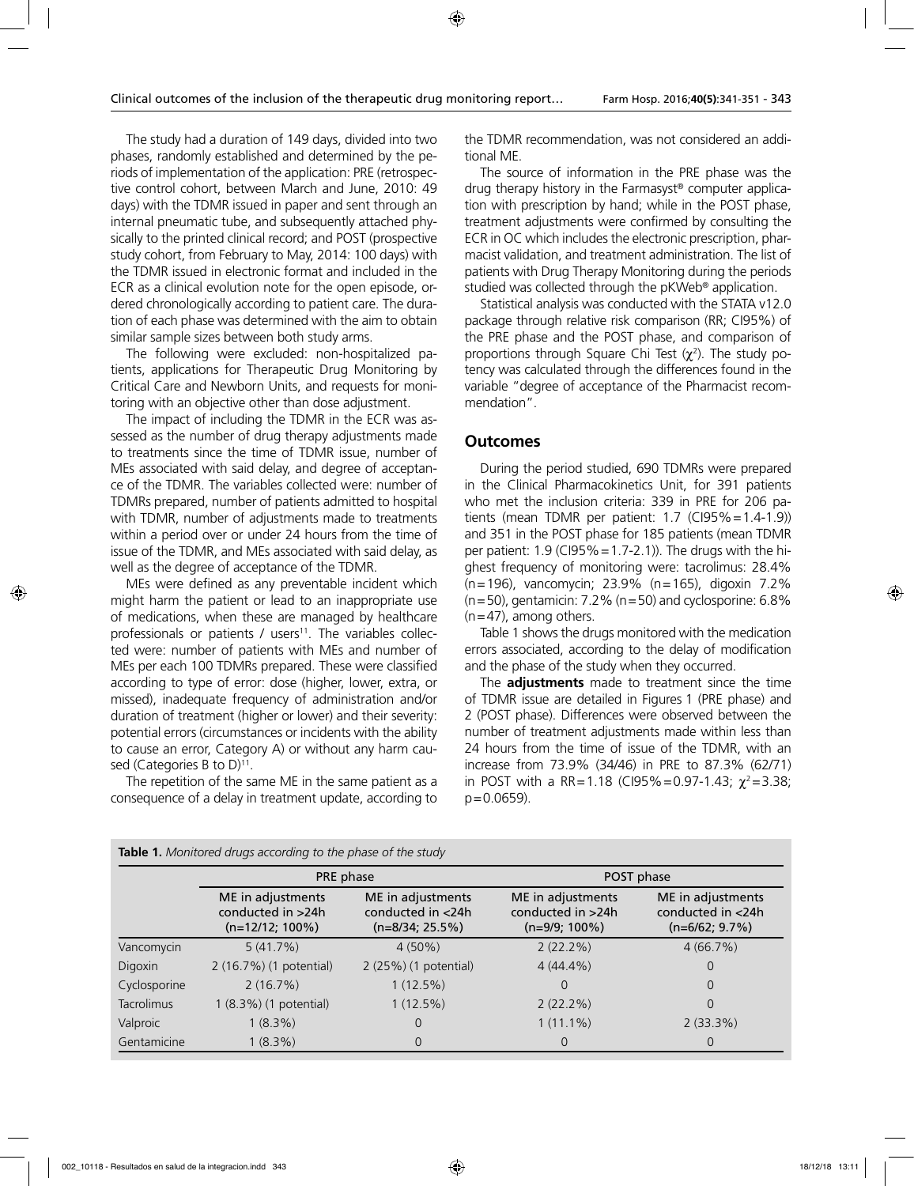The study had a duration of 149 days, divided into two phases, randomly established and determined by the periods of implementation of the application: PRE (retrospective control cohort, between March and June, 2010: 49 days) with the TDMR issued in paper and sent through an internal pneumatic tube, and subsequently attached physically to the printed clinical record; and POST (prospective study cohort, from February to May, 2014: 100 days) with the TDMR issued in electronic format and included in the ECR as a clinical evolution note for the open episode, ordered chronologically according to patient care. The duration of each phase was determined with the aim to obtain similar sample sizes between both study arms.

The following were excluded: non-hospitalized patients, applications for Therapeutic Drug Monitoring by Critical Care and Newborn Units, and requests for monitoring with an objective other than dose adjustment.

The impact of including the TDMR in the ECR was assessed as the number of drug therapy adjustments made to treatments since the time of TDMR issue, number of MEs associated with said delay, and degree of acceptance of the TDMR. The variables collected were: number of TDMRs prepared, number of patients admitted to hospital with TDMR, number of adjustments made to treatments within a period over or under 24 hours from the time of issue of the TDMR, and MEs associated with said delay, as well as the degree of acceptance of the TDMR.

MEs were defined as any preventable incident which might harm the patient or lead to an inappropriate use of medications, when these are managed by healthcare professionals or patients / users[11]. The variables collected were: number of patients with MEs and number of MEs per each 100 TDMRs prepared. These were classified according to type of error: dose (higher, lower, extra, or missed), inadequate frequency of administration and/or duration of treatment (higher or lower) and their severity: potential errors (circumstances or incidents with the ability to cause an error, Category A) or without any harm caused (Categories B to D)[11].

The repetition of the same ME in the same patient as a consequence of a delay in treatment update, according to the TDMR recommendation, was not considered an additional ME.

The source of information in the PRE phase was the drug therapy history in the Farmasyst® computer application with prescription by hand; while in the POST phase, treatment adjustments were confirmed by consulting the ECR in OC which includes the electronic prescription, pharmacist validation, and treatment administration. The list of patients with Drug Therapy Monitoring during the periods studied was collected through the pKWeb® application.

Statistical analysis was conducted with the STATA v12.0 package through relative risk comparison (RR; CI95%) of the PRE phase and the POST phase, and comparison of proportions through Square Chi Test ($\chi^2$). The study potency was calculated through the differences found in the variable "degree of acceptance of the Pharmacist recommendation".

## Outcomes

During the period studied, 690 TDMRs were prepared in the Clinical Pharmacokinetics Unit, for 391 patients who met the inclusion criteria: 339 in PRE for 206 patients (mean TDMR per patient: 1.7 (CI95%=1.4-1.9)) and 351 in the POST phase for 185 patients (mean TDMR per patient: 1.9 (CI95%=1.7-2.1)). The drugs with the highest frequency of monitoring were: tacrolimus: 28.4% (n=196), vancomycin; 23.9% (n=165), digoxin 7.2% (n=50), gentamicin: 7.2% (n=50) and cyclosporine: 6.8% (n=47), among others.

Table 1 shows the drugs monitored with the medication errors associated, according to the delay of modification and the phase of the study when they occurred.

The **adjustments** made to treatment since the time of TDMR issue are detailed in Figures 1 (PRE phase) and 2 (POST phase). Differences were observed between the number of treatment adjustments made within less than 24 hours from the time of issue of the TDMR, with an increase from 73.9% (34/46) in PRE to 87.3% (62/71) in POST with a RR=1.18 (CI95%=0.97-1.43; $\chi^2$=3.38; $p$=0.0659).

**Table 1.** *Monitored drugs according to the phase of the study*

| | PRE phase | | POST phase | |
|---|---|---|---|---|
| | ME in adjustments conducted in >24h (n=12/12; 100%) | ME in adjustments conducted in <24h (n=8/34; 25.5%) | ME in adjustments conducted in >24h (n=9/9; 100%) | ME in adjustments conducted in <24h (n=6/62; 9.7%) |
| Vancomycin | 5 (41.7%) | 4 (50%) | 2 (22.2%) | 4 (66.7%) |
| Digoxin | 2 (16.7%) (1 potential) | 2 (25%) (1 potential) | 4 (44.4%) | 0 |
| Cyclosporine | 2 (16.7%) | 1 (12.5%) | 0 | 0 |
| Tacrolimus | 1 (8.3%) (1 potential) | 1 (12.5%) | 2 (22.2%) | 0 |
| Valproic | 1 (8.3%) | 0 | 1 (11.1%) | 2 (33.3%) |
| Gentamicine | 1 (8.3%) | 0 | 0 | 0 |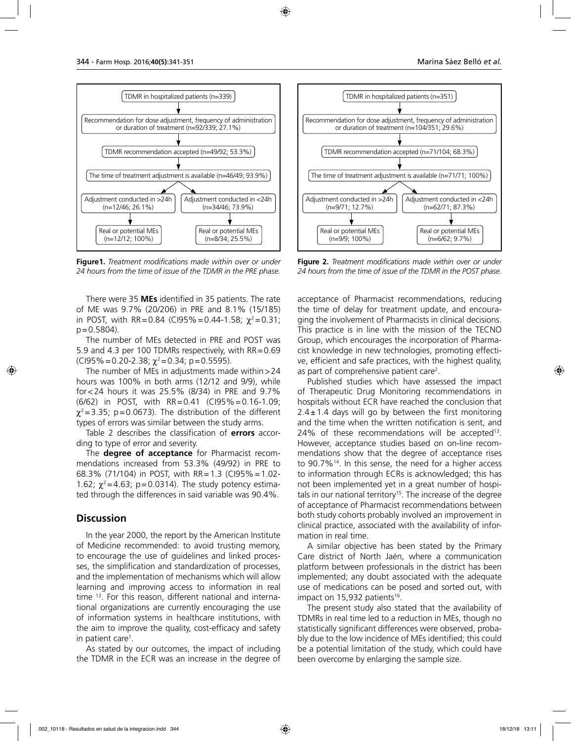TDMR in hospitalized patients (n=339)

Recommendation for dose adjustment, frequency of administration or duration of treatment (n=92/339; 27.1%)

TDMR recommendation accepted (n=49/92; 53.3%)

The time of treatment adjustment is available (n=46/49; 93.9%)

Adjustment conducted in >24h (n=12/46; 26.1%) → Real or potential MEs (n=12/12; 100%)

Adjustment conducted in <24h (n=34/46; 73.9%) → Real or potential MEs (n=8/34; 25.5%)

**Figure1.** *Treatment modifications made within over or under 24 hours from the time of issue of the TDMR in the PRE phase.*

TDMR in hospitalized patients (n=351)

Recommendation for dose adjustment, frequency of administration or duration of treatment (n=104/351; 29.6%)

TDMR recommendation accepted (n=71/104; 68.3%)

The time of treatment adjustment is available (n=71/71; 100%)

Adjustment conducted in >24h (n=9/71; 12.7%) → Real or potential MEs (n=9/9; 100%)

Adjustment conducted in <24h (n=62/71; 87.3%) → Real or potential MEs (n=6/62; 9.7%)

**Figure 2.** *Treatment modifications made within over or under 24 hours from the time of issue of the TDMR in the POST phase.*

There were 35 **MEs** identified in 35 patients. The rate of ME was 9.7% (20/206) in PRE and 8.1% (15/185) in POST, with RR=0.84 (CI95%=0.44-1.58; $\chi^2$=0.31; p=0.5804).

The number of MEs detected in PRE and POST was 5.9 and 4.3 per 100 TDMRs respectively, with RR=0.69 (CI95%=0.20-2.38; $\chi^2$=0.34; p=0.5595).

The number of MEs in adjustments made within >24 hours was 100% in both arms (12/12 and 9/9), while for <24 hours it was 25.5% (8/34) in PRE and 9.7% (6/62) in POST, with RR=0.41 (CI95%=0.16-1.09; $\chi^2$=3.35; p=0.0673). The distribution of the different types of errors was similar between the study arms.

Table 2 describes the classification of **errors** according to type of error and severity.

The **degree of acceptance** for Pharmacist recommendations increased from 53.3% (49/92) in PRE to 68.3% (71/104) in POST, with RR=1.3 (CI95%=1.02-1.62; $\chi^2$=4.63; p=0.0314). The study potency estimated through the differences in said variable was 90.4%.

## Discussion

In the year 2000, the report by the American Institute of Medicine recommended: to avoid trusting memory, to encourage the use of guidelines and linked processes, the simplification and standardization of processes, and the implementation of mechanisms which will allow learning and improving access to information in real time [12]. For this reason, different national and international organizations are currently encouraging the use of information systems in healthcare institutions, with the aim to improve the quality, cost-efficacy and safety in patient care[1].

As stated by our outcomes, the impact of including the TDMR in the ECR was an increase in the degree of acceptance of Pharmacist recommendations, reducing the time of delay for treatment update, and encouraging the involvement of Pharmacists in clinical decisions. This practice is in line with the mission of the TECNO Group, which encourages the incorporation of Pharmacist knowledge in new technologies, promoting effective, efficient and safe practices, with the highest quality, as part of comprehensive patient care[2].

Published studies which have assessed the impact of Therapeutic Drug Monitoring recommendations in hospitals without ECR have reached the conclusion that 2.4±1.4 days will go by between the first monitoring and the time when the written notification is sent, and 24% of these recommendations will be accepted[13]. However, acceptance studies based on on-line recommendations show that the degree of acceptance rises to 90.7%[14]. In this sense, the need for a higher access to information through ECRs is acknowledged; this has not been implemented yet in a great number of hospitals in our national territory[15]. The increase of the degree of acceptance of Pharmacist recommendations between both study cohorts probably involved an improvement in clinical practice, associated with the availability of information in real time.

A similar objective has been stated by the Primary Care district of North Jaén, where a communication platform between professionals in the district has been implemented; any doubt associated with the adequate use of medications can be posed and sorted out, with impact on 15,932 patients[16].

The present study also stated that the availability of TDMRs in real time led to a reduction in MEs, though no statistically significant differences were observed, probably due to the low incidence of MEs identified; this could be a potential limitation of the study, which could have been overcome by enlarging the sample size.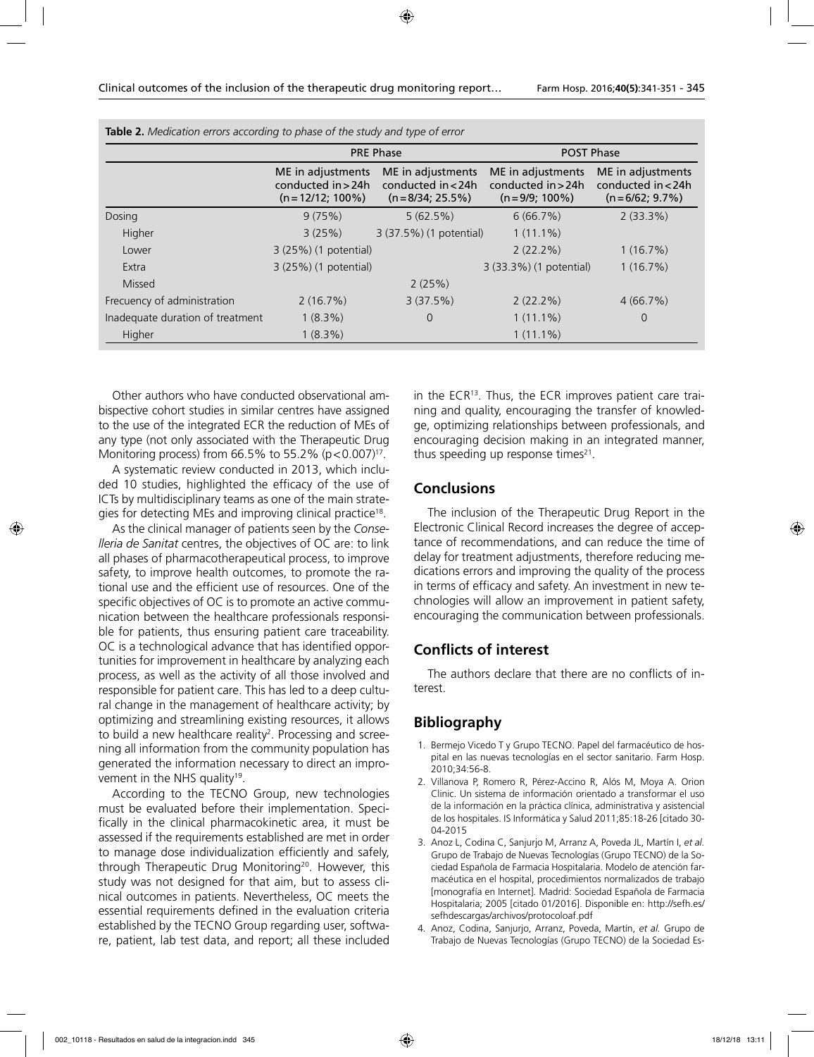**Table 2.** *Medication errors according to phase of the study and type of error*

| | PRE Phase | | POST Phase | |
|---|---|---|---|---|
| | ME in adjustments conducted in >24h (n = 12/12; 100%) | ME in adjustments conducted in <24h (n = 8/34; 25.5%) | ME in adjustments conducted in >24h (n = 9/9; 100%) | ME in adjustments conducted in <24h (n = 6/62; 9.7%) |
| Dosing | 9 (75%) | 5 (62.5%) | 6 (66.7%) | 2 (33.3%) |
| Higher | 3 (25%) | 3 (37.5%) (1 potential) | 1 (11.1%) | |
| Lower | 3 (25%) (1 potential) | | 2 (22.2%) | 1 (16.7%) |
| Extra | 3 (25%) (1 potential) | | 3 (33.3%) (1 potential) | 1 (16.7%) |
| Missed | | 2 (25%) | | |
| Frecuency of administration | 2 (16.7%) | 3 (37.5%) | 2 (22.2%) | 4 (66.7%) |
| Inadequate duration of treatment | 1 (8.3%) | 0 | 1 (11.1%) | 0 |
| Higher | 1 (8.3%) | | 1 (11.1%) | |

Other authors who have conducted observational ambispective cohort studies in similar centres have assigned to the use of the integrated ECR the reduction of MEs of any type (not only associated with the Therapeutic Drug Monitoring process) from 66.5% to 55.2% ($p < 0.007$)[17].

A systematic review conducted in 2013, which included 10 studies, highlighted the efficacy of the use of ICTs by multidisciplinary teams as one of the main strategies for detecting MEs and improving clinical practice[18].

As the clinical manager of patients seen by the *Conselleria de Sanitat* centres, the objectives of OC are: to link all phases of pharmacotherapeutical process, to improve safety, to improve health outcomes, to promote the rational use and the efficient use of resources. One of the specific objectives of OC is to promote an active communication between the healthcare professionals responsible for patients, thus ensuring patient care traceability. OC is a technological advance that has identified opportunities for improvement in healthcare by analyzing each process, as well as the activity of all those involved and responsible for patient care. This has led to a deep cultural change in the management of healthcare activity; by optimizing and streamlining existing resources, it allows to build a new healthcare reality[2]. Processing and screening all information from the community population has generated the information necessary to direct an improvement in the NHS quality[19].

According to the TECNO Group, new technologies must be evaluated before their implementation. Specifically in the clinical pharmacokinetic area, it must be assessed if the requirements established are met in order to manage dose individualization efficiently and safely, through Therapeutic Drug Monitoring[20]. However, this study was not designed for that aim, but to assess clinical outcomes in patients. Nevertheless, OC meets the essential requirements defined in the evaluation criteria established by the TECNO Group regarding user, software, patient, lab test data, and report; all these included in the ECR[13]. Thus, the ECR improves patient care training and quality, encouraging the transfer of knowledge, optimizing relationships between professionals, and encouraging decision making in an integrated manner, thus speeding up response times[21].

## Conclusions

The inclusion of the Therapeutic Drug Report in the Electronic Clinical Record increases the degree of acceptance of recommendations, and can reduce the time of delay for treatment adjustments, therefore reducing medications errors and improving the quality of the process in terms of efficacy and safety. An investment in new technologies will allow an improvement in patient safety, encouraging the communication between professionals.

## Conflicts of interest

The authors declare that there are no conflicts of interest.

## Bibliography

1. Bermejo Vicedo T y Grupo TECNO. Papel del farmacéutico de hospital en las nuevas tecnologías en el sector sanitario. Farm Hosp. 2010;34:56-8.
2. Villanova P, Romero R, Pérez-Accino R, Alós M, Moya A. Orion Clinic. Un sistema de información orientado a transformar el uso de la información en la práctica clínica, administrativa y asistencial de los hospitales. IS Informática y Salud 2011;85:18-26 [citado 30-04-2015
3. Anoz L, Codina C, Sanjurjo M, Arranz A, Poveda JL, Martín I, *et al.* Grupo de Trabajo de Nuevas Tecnologías (Grupo TECNO) de la Sociedad Española de Farmacia Hospitalaria. Modelo de atención farmacéutica en el hospital, procedimientos normalizados de trabajo [monografía en Internet]. Madrid: Sociedad Española de Farmacia Hospitalaria; 2005 [citado 01/2016]. Disponible en: http://sefh.es/sefhdescargas/archivos/protocoloaf.pdf
4. Anoz, Codina, Sanjurjo, Arranz, Poveda, Martín, *et al.* Grupo de Trabajo de Nuevas Tecnologías (Grupo TECNO) de la Sociedad Es-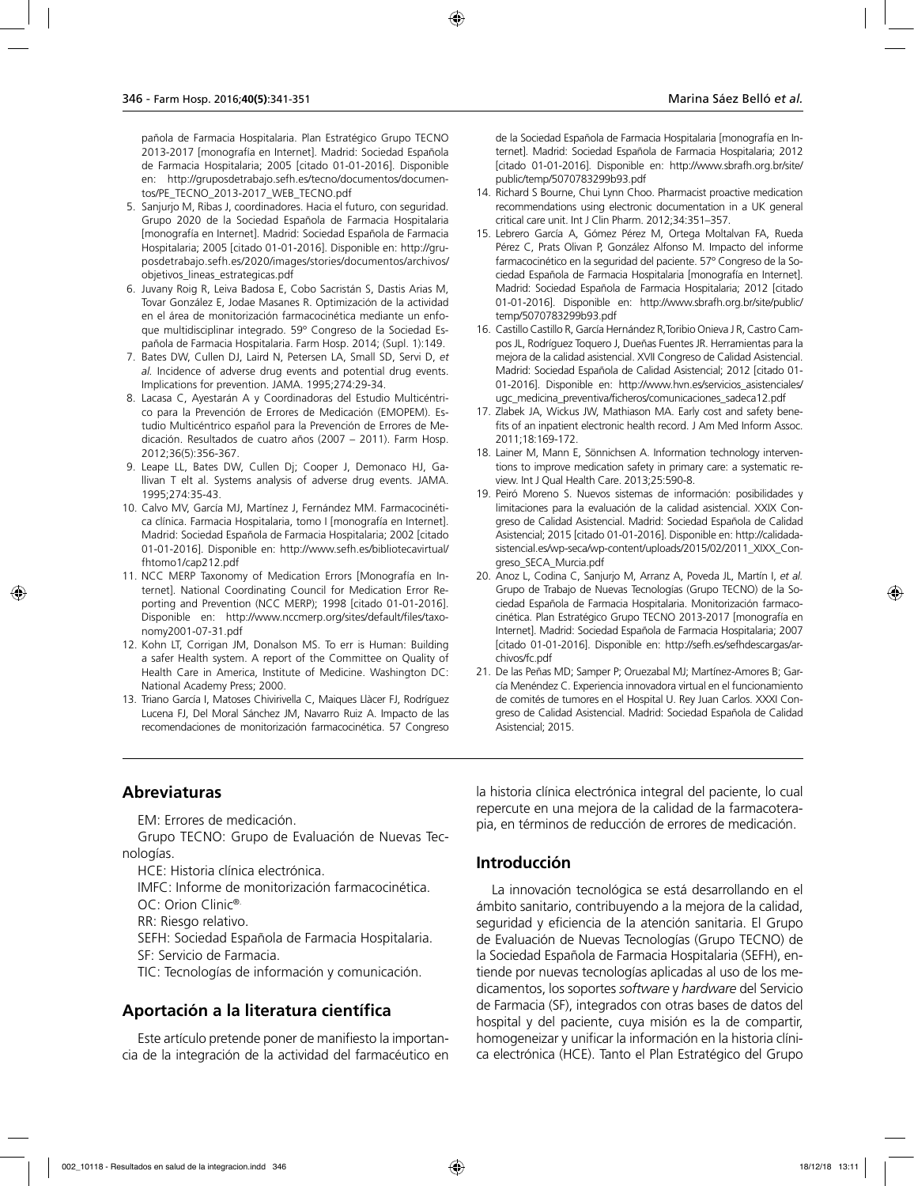pañola de Farmacia Hospitalaria. Plan Estratégico Grupo TECNO 2013-2017 [monografía en Internet]. Madrid: Sociedad Española de Farmacia Hospitalaria; 2005 [citado 01-01-2016]. Disponible en: http://gruposdetrabajo.sefh.es/tecno/documentos/documentos/PE_TECNO_2013-2017_WEB_TECNO.pdf

5. Sanjurjo M, Ribas J, coordinadores. Hacia el futuro, con seguridad. Grupo 2020 de la Sociedad Española de Farmacia Hospitalaria [monografía en Internet]. Madrid: Sociedad Española de Farmacia Hospitalaria; 2005 [citado 01-01-2016]. Disponible en: http://gruposdetrabajo.sefh.es/2020/images/stories/documentos/archivos/objetivos_lineas_estrategicas.pdf
6. Juvany Roig R, Leiva Badosa E, Cobo Sacristán S, Dastis Arias M, Tovar González E, Jodae Masanes R. Optimización de la actividad en el área de monitorización farmacocinética mediante un enfoque multidisciplinar integrado. 59º Congreso de la Sociedad Española de Farmacia Hospitalaria. Farm Hosp. 2014; (Supl. 1):149.
7. Bates DW, Cullen DJ, Laird N, Petersen LA, Small SD, Servi D, *et al.* Incidence of adverse drug events and potential drug events. Implications for prevention. JAMA. 1995;274:29-34.
8. Lacasa C, Ayestarán A y Coordinadoras del Estudio Multicéntrico para la Prevención de Errores de Medicación (EMOPEM). Estudio Multicéntrico español para la Prevención de Errores de Medicación. Resultados de cuatro años (2007 – 2011). Farm Hosp. 2012;36(5):356-367.
9. Leape LL, Bates DW, Cullen Dj; Cooper J, Demonaco HJ, Gallivan T elt al. Systems analysis of adverse drug events. JAMA. 1995;274:35-43.
10. Calvo MV, García MJ, Martínez J, Fernández MM. Farmacocinética clínica. Farmacia Hospitalaria, tomo I [monografía en Internet]. Madrid: Sociedad Española de Farmacia Hospitalaria; 2002 [citado 01-01-2016]. Disponible en: http://www.sefh.es/bibliotecavirtual/fhtomo1/cap212.pdf
11. NCC MERP Taxonomy of Medication Errors [Monografía en Internet]. National Coordinating Council for Medication Error Reporting and Prevention (NCC MERP); 1998 [citado 01-01-2016]. Disponible en: http://www.nccmerp.org/sites/default/files/taxonomy2001-07-31.pdf
12. Kohn LT, Corrigan JM, Donalson MS. To err is Human: Building a safer Health system. A report of the Committee on Quality of Health Care in America, Institute of Medicine. Washington DC: National Academy Press; 2000.
13. Triano García I, Matoses Chivirivella C, Maiques Llàcer FJ, Rodríguez Lucena FJ, Del Moral Sánchez JM, Navarro Ruiz A. Impacto de las recomendaciones de monitorización farmacocinética. 57 Congreso de la Sociedad Española de Farmacia Hospitalaria [monografía en Internet]. Madrid: Sociedad Española de Farmacia Hospitalaria; 2012 [citado 01-01-2016]. Disponible en: http://www.sbrafh.org.br/site/public/temp/5070783299b93.pdf
14. Richard S Bourne, Chui Lynn Choo. Pharmacist proactive medication recommendations using electronic documentation in a UK general critical care unit. Int J Clin Pharm. 2012;34:351–357.
15. Lebrero García A, Gómez Pérez M, Ortega Moltalvan FA, Rueda Pérez C, Prats Olivan P, González Alfonso M. Impacto del informe farmacocinético en la seguridad del paciente. 57º Congreso de la Sociedad Española de Farmacia Hospitalaria [monografía en Internet]. Madrid: Sociedad Española de Farmacia Hospitalaria; 2012 [citado 01-01-2016]. Disponible en: http://www.sbrafh.org.br/site/public/temp/5070783299b93.pdf
16. Castillo Castillo R, García Hernández R,Toribio Onieva J R, Castro Campos JL, Rodríguez Toquero J, Dueñas Fuentes JR. Herramientas para la mejora de la calidad asistencial. XVII Congreso de Calidad Asistencial. Madrid: Sociedad Española de Calidad Asistencial; 2012 [citado 01-01-2016]. Disponible en: http://www.hvn.es/servicios_asistenciales/ugc_medicina_preventiva/ficheros/comunicaciones_sadeca12.pdf
17. Zlabek JA, Wickus JW, Mathiason MA. Early cost and safety benefits of an inpatient electronic health record. J Am Med Inform Assoc. 2011;18:169-172.
18. Lainer M, Mann E, Sönnichsen A. Information technology interventions to improve medication safety in primary care: a systematic review. Int J Qual Health Care. 2013;25:590-8.
19. Peiró Moreno S. Nuevos sistemas de información: posibilidades y limitaciones para la evaluación de la calidad asistencial. XXIX Congreso de Calidad Asistencial. Madrid: Sociedad Española de Calidad Asistencial; 2015 [citado 01-01-2016]. Disponible en: http://calidadasistencial.es/wp-seca/wp-content/uploads/2015/02/2011_XIXX_Congreso_SECA_Murcia.pdf
20. Anoz L, Codina C, Sanjurjo M, Arranz A, Poveda JL, Martín I, *et al.* Grupo de Trabajo de Nuevas Tecnologías (Grupo TECNO) de la Sociedad Española de Farmacia Hospitalaria. Monitorización farmacocinética. Plan Estratégico Grupo TECNO 2013-2017 [monografía en Internet]. Madrid: Sociedad Española de Farmacia Hospitalaria; 2007 [citado 01-01-2016]. Disponible en: http://sefh.es/sefhdescargas/archivos/fc.pdf
21. De las Peñas MD; Samper P; Oruezabal MJ; Martínez-Amores B; García Menéndez C. Experiencia innovadora virtual en el funcionamiento de comités de tumores en el Hospital U. Rey Juan Carlos. XXXI Congreso de Calidad Asistencial. Madrid: Sociedad Española de Calidad Asistencial; 2015.

## Abreviaturas

EM: Errores de medicación.

Grupo TECNO: Grupo de Evaluación de Nuevas Tecnologías.

HCE: Historia clínica electrónica.

IMFC: Informe de monitorización farmacocinética.

OC: Orion Clinic®.

RR: Riesgo relativo.

SEFH: Sociedad Española de Farmacia Hospitalaria.

SF: Servicio de Farmacia.

TIC: Tecnologías de información y comunicación.

## Aportación a la literatura científica

Este artículo pretende poner de manifiesto la importancia de la integración de la actividad del farmacéutico en la historia clínica electrónica integral del paciente, lo cual repercute en una mejora de la calidad de la farmacoterapia, en términos de reducción de errores de medicación.

## Introducción

La innovación tecnológica se está desarrollando en el ámbito sanitario, contribuyendo a la mejora de la calidad, seguridad y eficiencia de la atención sanitaria. El Grupo de Evaluación de Nuevas Tecnologías (Grupo TECNO) de la Sociedad Española de Farmacia Hospitalaria (SEFH), entiende por nuevas tecnologías aplicadas al uso de los medicamentos, los soportes *software* y *hardware* del Servicio de Farmacia (SF), integrados con otras bases de datos del hospital y del paciente, cuya misión es la de compartir, homogeneizar y unificar la información en la historia clínica electrónica (HCE). Tanto el Plan Estratégico del Grupo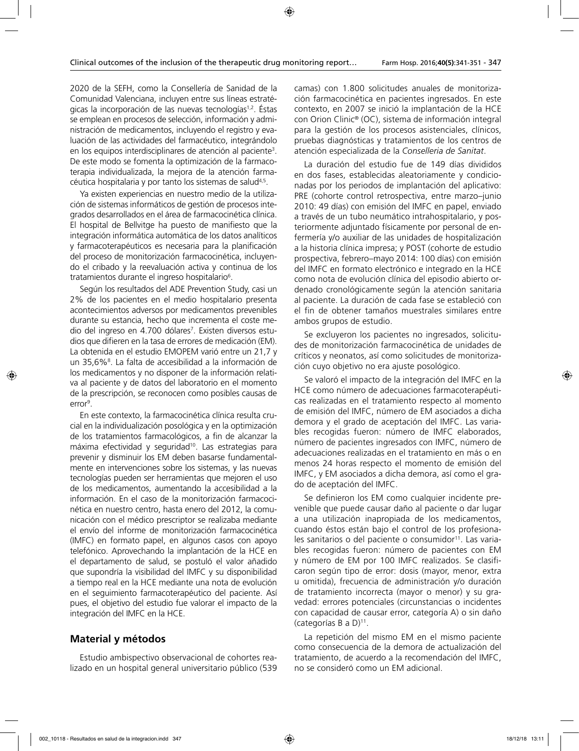2020 de la SEFH, como la Consellería de Sanidad de la Comunidad Valenciana, incluyen entre sus líneas estratégicas la incorporación de las nuevas tecnologías[1,2]. Éstas se emplean en procesos de selección, información y administración de medicamentos, incluyendo el registro y evaluación de las actividades del farmacéutico, integrándolo en los equipos interdisciplinares de atención al paciente[3]. De este modo se fomenta la optimización de la farmacoterapia individualizada, la mejora de la atención farmacéutica hospitalaria y por tanto los sistemas de salud[4,5].

Ya existen experiencias en nuestro medio de la utilización de sistemas informáticos de gestión de procesos integrados desarrollados en el área de farmacocinética clínica. El hospital de Bellvitge ha puesto de manifiesto que la integración informática automática de los datos analíticos y farmacoterapéuticos es necesaria para la planificación del proceso de monitorización farmacocinética, incluyendo el cribado y la reevaluación activa y continua de los tratamientos durante el ingreso hospitalario[6].

Según los resultados del ADE Prevention Study, casi un 2% de los pacientes en el medio hospitalario presenta acontecimientos adversos por medicamentos prevenibles durante su estancia, hecho que incrementa el coste medio del ingreso en 4.700 dólares[7]. Existen diversos estudios que difieren en la tasa de errores de medicación (EM). La obtenida en el estudio EMOPEM varió entre un 21,7 y un 35,6%[8]. La falta de accesibilidad a la información de los medicamentos y no disponer de la información relativa al paciente y de datos del laboratorio en el momento de la prescripción, se reconocen como posibles causas de error[9].

En este contexto, la farmacocinética clínica resulta crucial en la individualización posológica y en la optimización de los tratamientos farmacológicos, a fin de alcanzar la máxima efectividad y seguridad[10]. Las estrategias para prevenir y disminuir los EM deben basarse fundamentalmente en intervenciones sobre los sistemas, y las nuevas tecnologías pueden ser herramientas que mejoren el uso de los medicamentos, aumentando la accesibilidad a la información. En el caso de la monitorización farmacocinética en nuestro centro, hasta enero del 2012, la comunicación con el médico prescriptor se realizaba mediante el envío del informe de monitorización farmacocinética (IMFC) en formato papel, en algunos casos con apoyo telefónico. Aprovechando la implantación de la HCE en el departamento de salud, se postuló el valor añadido que supondría la visibilidad del IMFC y su disponibilidad a tiempo real en la HCE mediante una nota de evolución en el seguimiento farmacoterapéutico del paciente. Así pues, el objetivo del estudio fue valorar el impacto de la integración del IMFC en la HCE.

## Material y métodos

Estudio ambispectivo observacional de cohortes realizado en un hospital general universitario público (539 camas) con 1.800 solicitudes anuales de monitorización farmacocinética en pacientes ingresados. En este contexto, en 2007 se inició la implantación de la HCE con Orion Clinic® (OC), sistema de información integral para la gestión de los procesos asistenciales, clínicos, pruebas diagnósticas y tratamientos de los centros de atención especializada de la *Conselleria de Sanitat*.

La duración del estudio fue de 149 días divididos en dos fases, establecidas aleatoriamente y condicionadas por los periodos de implantación del aplicativo: PRE (cohorte control retrospectiva, entre marzo–junio 2010: 49 días) con emisión del IMFC en papel, enviado a través de un tubo neumático intrahospitalario, y posteriormente adjuntado físicamente por personal de enfermería y/o auxiliar de las unidades de hospitalización a la historia clínica impresa; y POST (cohorte de estudio prospectiva, febrero–mayo 2014: 100 días) con emisión del IMFC en formato electrónico e integrado en la HCE como nota de evolución clínica del episodio abierto ordenado cronológicamente según la atención sanitaria al paciente. La duración de cada fase se estableció con el fin de obtener tamaños muestrales similares entre ambos grupos de estudio.

Se excluyeron los pacientes no ingresados, solicitudes de monitorización farmacocinética de unidades de críticos y neonatos, así como solicitudes de monitorización cuyo objetivo no era ajuste posológico.

Se valoró el impacto de la integración del IMFC en la HCE como número de adecuaciones farmacoterapéuticas realizadas en el tratamiento respecto al momento de emisión del IMFC, número de EM asociados a dicha demora y el grado de aceptación del IMFC. Las variables recogidas fueron: número de IMFC elaborados, número de pacientes ingresados con IMFC, número de adecuaciones realizadas en el tratamiento en más o en menos 24 horas respecto el momento de emisión del IMFC, y EM asociados a dicha demora, así como el grado de aceptación del IMFC.

Se definieron los EM como cualquier incidente prevenible que puede causar daño al paciente o dar lugar a una utilización inapropiada de los medicamentos, cuando éstos están bajo el control de los profesionales sanitarios o del paciente o consumidor[11]. Las variables recogidas fueron: número de pacientes con EM y número de EM por 100 IMFC realizados. Se clasificaron según tipo de error: dosis (mayor, menor, extra u omitida), frecuencia de administración y/o duración de tratamiento incorrecta (mayor o menor) y su gravedad: errores potenciales (circunstancias o incidentes con capacidad de causar error, categoría A) o sin daño (categorías B a D)[11].

La repetición del mismo EM en el mismo paciente como consecuencia de la demora de actualización del tratamiento, de acuerdo a la recomendación del IMFC, no se consideró como un EM adicional.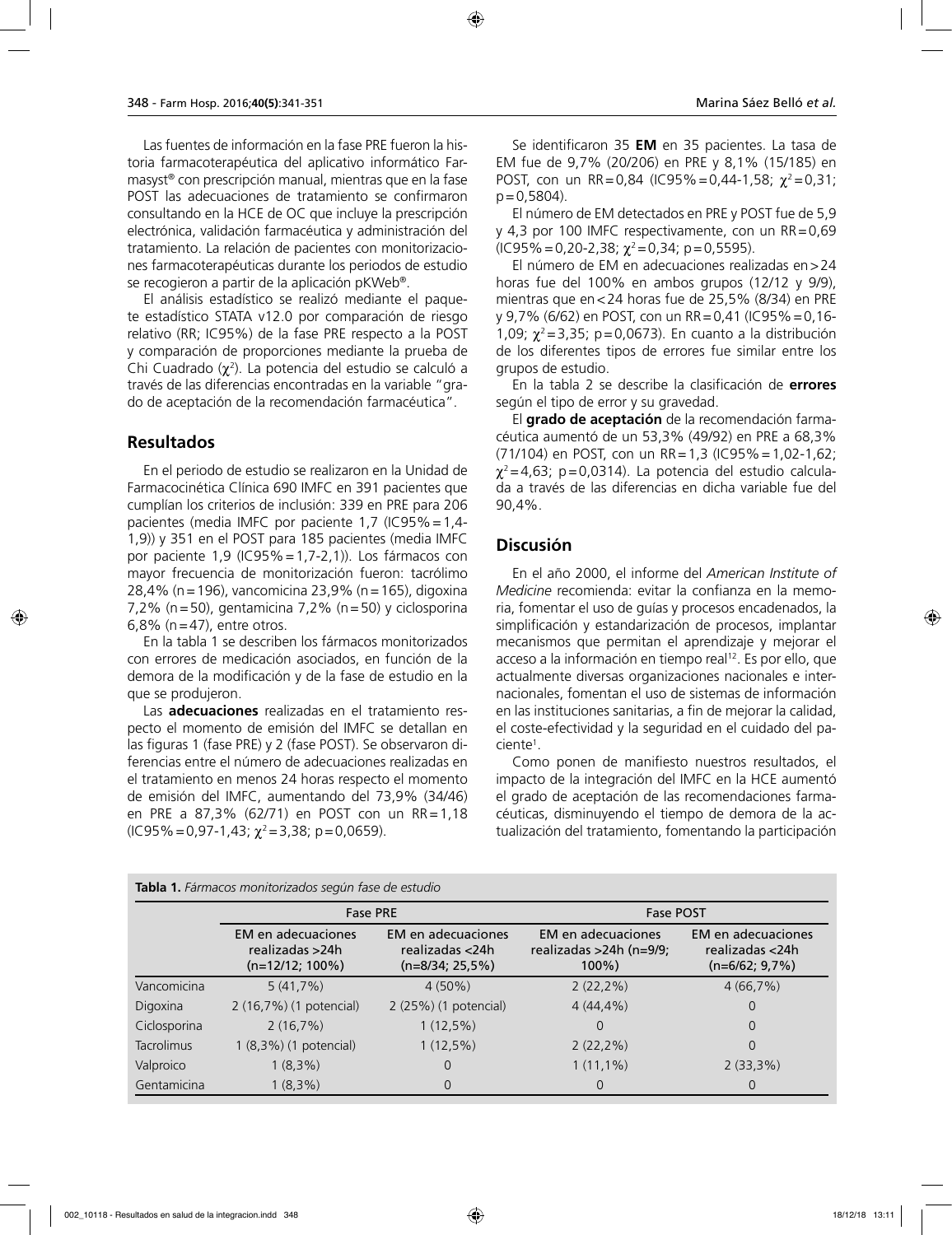Las fuentes de información en la fase PRE fueron la historia farmacoterapéutica del aplicativo informático Farmasyst® con prescripción manual, mientras que en la fase POST las adecuaciones de tratamiento se confirmaron consultando en la HCE de OC que incluye la prescripción electrónica, validación farmacéutica y administración del tratamiento. La relación de pacientes con monitorizaciones farmacoterapéuticas durante los periodos de estudio se recogieron a partir de la aplicación pKWeb®.

El análisis estadístico se realizó mediante el paquete estadístico STATA v12.0 por comparación de riesgo relativo (RR; IC95%) de la fase PRE respecto a la POST y comparación de proporciones mediante la prueba de Chi Cuadrado ($\chi^2$). La potencia del estudio se calculó a través de las diferencias encontradas en la variable "grado de aceptación de la recomendación farmacéutica".

## Resultados

En el periodo de estudio se realizaron en la Unidad de Farmacocinética Clínica 690 IMFC en 391 pacientes que cumplían los criterios de inclusión: 339 en PRE para 206 pacientes (media IMFC por paciente 1,7 (IC95%=1,4-1,9)) y 351 en el POST para 185 pacientes (media IMFC por paciente 1,9 (IC95%=1,7-2,1)). Los fármacos con mayor frecuencia de monitorización fueron: tacrólimo 28,4% (n=196), vancomicina 23,9% (n=165), digoxina 7,2% (n=50), gentamicina 7,2% (n=50) y ciclosporina 6,8% (n=47), entre otros.

En la tabla 1 se describen los fármacos monitorizados con errores de medicación asociados, en función de la demora de la modificación y de la fase de estudio en la que se produjeron.

Las **adecuaciones** realizadas en el tratamiento respecto el momento de emisión del IMFC se detallan en las figuras 1 (fase PRE) y 2 (fase POST). Se observaron diferencias entre el número de adecuaciones realizadas en el tratamiento en menos 24 horas respecto el momento de emisión del IMFC, aumentando del 73,9% (34/46) en PRE a 87,3% (62/71) en POST con un RR=1,18 (IC95%=0,97-1,43; $\chi^2$=3,38; p=0,0659).

Se identificaron 35 **EM** en 35 pacientes. La tasa de EM fue de 9,7% (20/206) en PRE y 8,1% (15/185) en POST, con un RR=0,84 (IC95%=0,44-1,58; $\chi^2$=0,31; p=0,5804).

El número de EM detectados en PRE y POST fue de 5,9 y 4,3 por 100 IMFC respectivamente, con un RR=0,69 (IC95%=0,20-2,38; $\chi^2$=0,34; p=0,5595).

El número de EM en adecuaciones realizadas en>24 horas fue del 100% en ambos grupos (12/12 y 9/9), mientras que en<24 horas fue de 25,5% (8/34) en PRE y 9,7% (6/62) en POST, con un RR=0,41 (IC95%=0,16-1,09; $\chi^2$=3,35; p=0,0673). En cuanto a la distribución de los diferentes tipos de errores fue similar entre los grupos de estudio.

En la tabla 2 se describe la clasificación de **errores** según el tipo de error y su gravedad.

El **grado de aceptación** de la recomendación farmacéutica aumentó de un 53,3% (49/92) en PRE a 68,3% (71/104) en POST, con un RR=1,3 (IC95%=1,02-1,62; $\chi^2$=4,63; p=0,0314). La potencia del estudio calculada a través de las diferencias en dicha variable fue del 90,4%.

## Discusión

En el año 2000, el informe del *American Institute of Medicine* recomienda: evitar la confianza en la memoria, fomentar el uso de guías y procesos encadenados, la simplificación y estandarización de procesos, implantar mecanismos que permitan el aprendizaje y mejorar el acceso a la información en tiempo real[12]. Es por ello, que actualmente diversas organizaciones nacionales e internacionales, fomentan el uso de sistemas de información en las instituciones sanitarias, a fin de mejorar la calidad, el coste-efectividad y la seguridad en el cuidado del paciente[1].

Como ponen de manifiesto nuestros resultados, el impacto de la integración del IMFC en la HCE aumentó el grado de aceptación de las recomendaciones farmacéuticas, disminuyendo el tiempo de demora de la actualización del tratamiento, fomentando la participación

**Tabla 1.** *Fármacos monitorizados según fase de estudio*

| | Fase PRE | | Fase POST | |
|---|---|---|---|---|
| | EM en adecuaciones realizadas >24h (n=12/12; 100%) | EM en adecuaciones realizadas <24h (n=8/34; 25,5%) | EM en adecuaciones realizadas >24h (n=9/9; 100%) | EM en adecuaciones realizadas <24h (n=6/62; 9,7%) |
| Vancomicina | 5 (41,7%) | 4 (50%) | 2 (22,2%) | 4 (66,7%) |
| Digoxina | 2 (16,7%) (1 potencial) | 2 (25%) (1 potencial) | 4 (44,4%) | 0 |
| Ciclosporina | 2 (16,7%) | 1 (12,5%) | 0 | 0 |
| Tacrolimus | 1 (8,3%) (1 potencial) | 1 (12,5%) | 2 (22,2%) | 0 |
| Valproico | 1 (8,3%) | 0 | 1 (11,1%) | 2 (33,3%) |
| Gentamicina | 1 (8,3%) | 0 | 0 | 0 |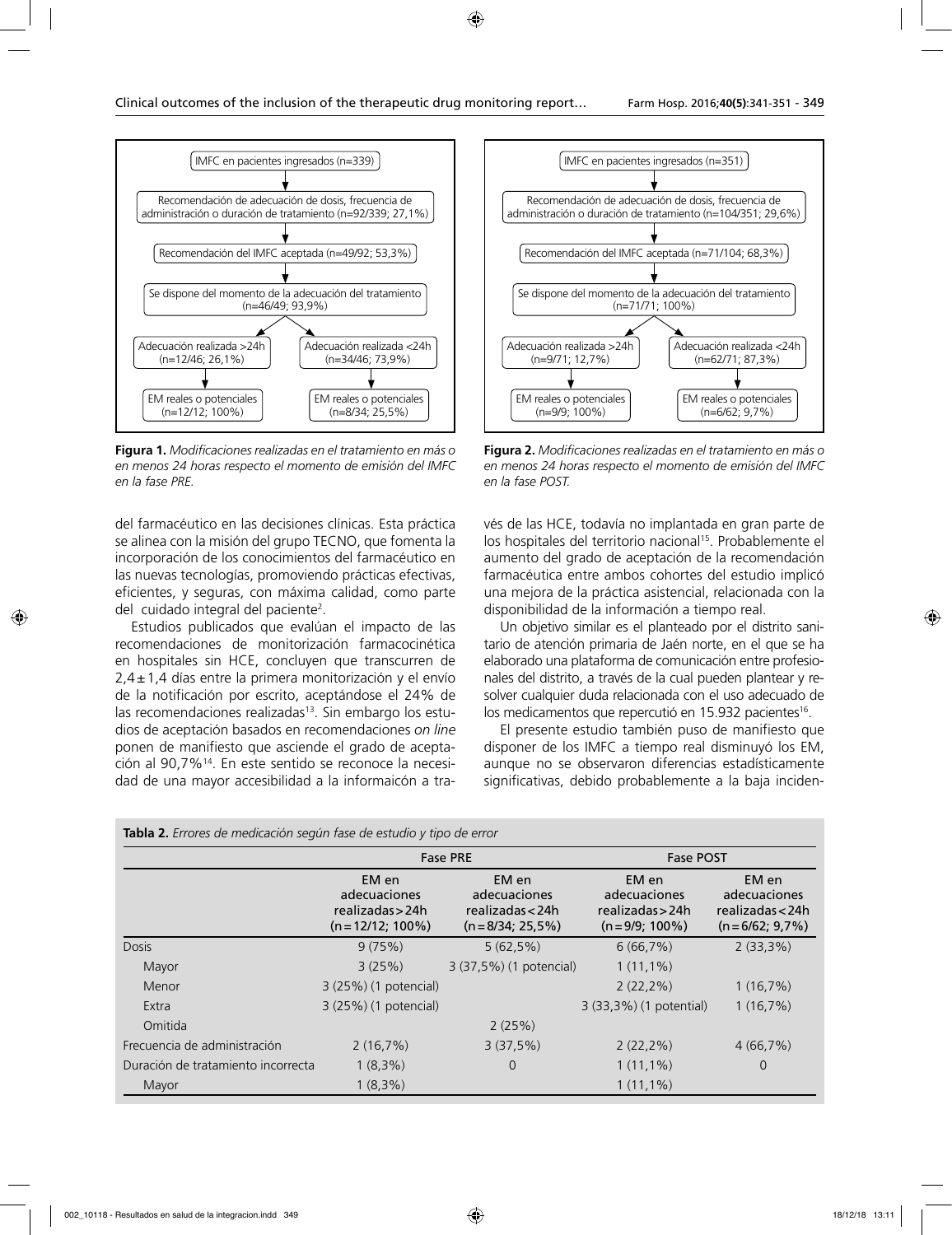IMFC en pacientes ingresados (n=339)
→ Recomendación de adecuación de dosis, frecuencia de administración o duración de tratamiento (n=92/339; 27,1%)
→ Recomendación del IMFC aceptada (n=49/92; 53,3%)
→ Se dispone del momento de la adecuación del tratamiento (n=46/49; 93,9%)
→ Adecuación realizada >24h (n=12/46; 26,1%) → EM reales o potenciales (n=12/12; 100%)
→ Adecuación realizada <24h (n=34/46; 73,9%) → EM reales o potenciales (n=8/34; 25,5%)

**Figura 1.** *Modificaciones realizadas en el tratamiento en más o en menos 24 horas respecto el momento de emisión del IMFC en la fase PRE.*

IMFC en pacientes ingresados (n=351)
→ Recomendación de adecuación de dosis, frecuencia de administración o duración de tratamiento (n=104/351; 29,6%)
→ Recomendación del IMFC aceptada (n=71/104; 68,3%)
→ Se dispone del momento de la adecuación del tratamiento (n=71/71; 100%)
→ Adecuación realizada >24h (n=9/71; 12,7%) → EM reales o potenciales (n=9/9; 100%)
→ Adecuación realizada <24h (n=62/71; 87,3%) → EM reales o potenciales (n=6/62; 9,7%)

**Figura 2.** *Modificaciones realizadas en el tratamiento en más o en menos 24 horas respecto el momento de emisión del IMFC en la fase POST.*

del farmacéutico en las decisiones clínicas. Esta práctica se alinea con la misión del grupo TECNO, que fomenta la incorporación de los conocimientos del farmacéutico en las nuevas tecnologías, promoviendo prácticas efectivas, eficientes, y seguras, con máxima calidad, como parte del cuidado integral del paciente[2].

Estudios publicados que evalúan el impacto de las recomendaciones de monitorización farmacocinética en hospitales sin HCE, concluyen que transcurren de 2,4 ± 1,4 días entre la primera monitorización y el envío de la notificación por escrito, aceptándose el 24% de las recomendaciones realizadas[13]. Sin embargo los estudios de aceptación basados en recomendaciones *on line* ponen de manifiesto que asciende el grado de aceptación al 90,7%[14]. En este sentido se reconoce la necesidad de una mayor accesibilidad a la informaicón a través de las HCE, todavía no implantada en gran parte de los hospitales del territorio nacional[15]. Probablemente el aumento del grado de aceptación de la recomendación farmacéutica entre ambos cohortes del estudio implicó una mejora de la práctica asistencial, relacionada con la disponibilidad de la información a tiempo real.

Un objetivo similar es el planteado por el distrito sanitario de atención primaria de Jaén norte, en el que se ha elaborado una plataforma de comunicación entre profesionales del distrito, a través de la cual pueden plantear y resolver cualquier duda relacionada con el uso adecuado de los medicamentos que repercutió en 15.932 pacientes[16].

El presente estudio también puso de manifiesto que disponer de los IMFC a tiempo real disminuyó los EM, aunque no se observaron diferencias estadísticamente significativas, debido probablemente a la baja inciden-

**Tabla 2.** *Errores de medicación según fase de estudio y tipo de error*

| | Fase PRE | | Fase POST | |
|---|---|---|---|---|
| | EM en adecuaciones realizadas > 24h (n = 12/12; 100%) | EM en adecuaciones realizadas < 24h (n = 8/34; 25,5%) | EM en adecuaciones realizadas > 24h (n = 9/9; 100%) | EM en adecuaciones realizadas < 24h (n = 6/62; 9,7%) |
| Dosis | 9 (75%) | 5 (62,5%) | 6 (66,7%) | 2 (33,3%) |
| Mayor | 3 (25%) | 3 (37,5%) (1 potencial) | 1 (11,1%) | |
| Menor | 3 (25%) (1 potencial) | | 2 (22,2%) | 1 (16,7%) |
| Extra | 3 (25%) (1 potencial) | | 3 (33,3%) (1 potential) | 1 (16,7%) |
| Omitida | | 2 (25%) | | |
| Frecuencia de administración | 2 (16,7%) | 3 (37,5%) | 2 (22,2%) | 4 (66,7%) |
| Duración de tratamiento incorrecta | 1 (8,3%) | 0 | 1 (11,1%) | 0 |
| Mayor | 1 (8,3%) | | 1 (11,1%) | |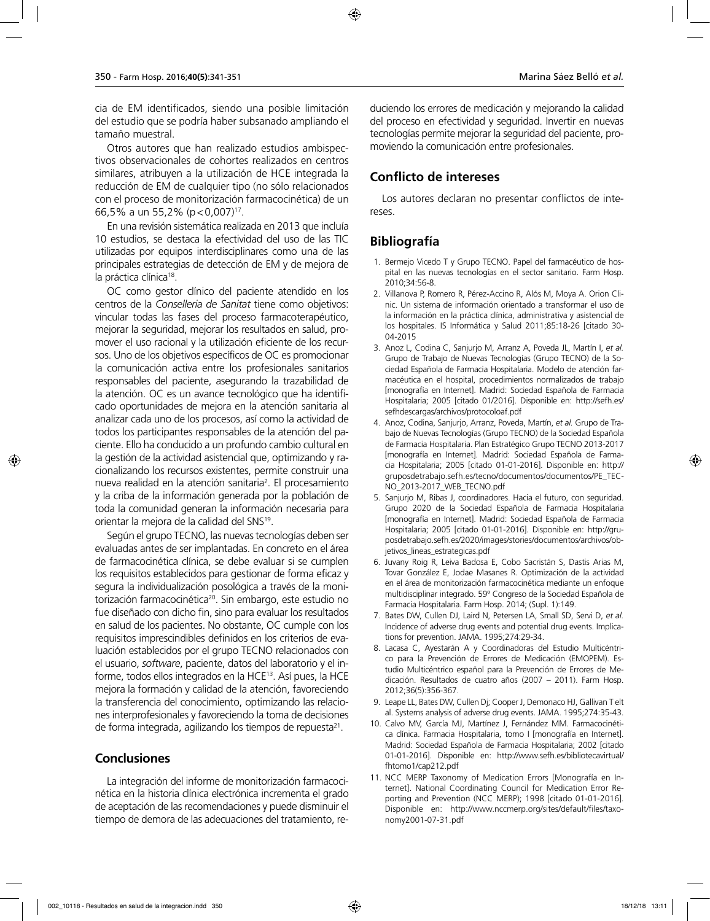cia de EM identificados, siendo una posible limitación del estudio que se podría haber subsanado ampliando el tamaño muestral.

Otros autores que han realizado estudios ambispectivos observacionales de cohortes realizados en centros similares, atribuyen a la utilización de HCE integrada la reducción de EM de cualquier tipo (no sólo relacionados con el proceso de monitorización farmacocinética) de un 66,5% a un 55,2% ($p<0,007$)[17].

En una revisión sistemática realizada en 2013 que incluía 10 estudios, se destaca la efectividad del uso de las TIC utilizadas por equipos interdisciplinares como una de las principales estrategias de detección de EM y de mejora de la práctica clínica[18].

OC como gestor clínico del paciente atendido en los centros de la *Conselleria de Sanitat* tiene como objetivos: vincular todas las fases del proceso farmacoterapéutico, mejorar la seguridad, mejorar los resultados en salud, promover el uso racional y la utilización eficiente de los recursos. Uno de los objetivos específicos de OC es promocionar la comunicación activa entre los profesionales sanitarios responsables del paciente, asegurando la trazabilidad de la atención. OC es un avance tecnológico que ha identificado oportunidades de mejora en la atención sanitaria al analizar cada uno de los procesos, así como la actividad de todos los participantes responsables de la atención del paciente. Ello ha conducido a un profundo cambio cultural en la gestión de la actividad asistencial que, optimizando y racionalizando los recursos existentes, permite construir una nueva realidad en la atención sanitaria[2]. El procesamiento y la criba de la información generada por la población de toda la comunidad generan la información necesaria para orientar la mejora de la calidad del SNS[19].

Según el grupo TECNO, las nuevas tecnologías deben ser evaluadas antes de ser implantadas. En concreto en el área de farmacocinética clínica, se debe evaluar si se cumplen los requisitos establecidos para gestionar de forma eficaz y segura la individualización posológica a través de la monitorización farmacocinética[20]. Sin embargo, este estudio no fue diseñado con dicho fin, sino para evaluar los resultados en salud de los pacientes. No obstante, OC cumple con los requisitos imprescindibles definidos en los criterios de evaluación establecidos por el grupo TECNO relacionados con el usuario, *software*, paciente, datos del laboratorio y el informe, todos ellos integrados en la HCE[13]. Así pues, la HCE mejora la formación y calidad de la atención, favoreciendo la transferencia del conocimiento, optimizando las relaciones interprofesionales y favoreciendo la toma de decisiones de forma integrada, agilizando los tiempos de repuesta[21].

## Conclusiones

La integración del informe de monitorización farmacocinética en la historia clínica electrónica incrementa el grado de aceptación de las recomendaciones y puede disminuir el tiempo de demora de las adecuaciones del tratamiento, reduciendo los errores de medicación y mejorando la calidad del proceso en efectividad y seguridad. Invertir en nuevas tecnologías permite mejorar la seguridad del paciente, promoviendo la comunicación entre profesionales.

## Conflicto de intereses

Los autores declaran no presentar conflictos de intereses.

## Bibliografía

1. Bermejo Vicedo T y Grupo TECNO. Papel del farmacéutico de hospital en las nuevas tecnologías en el sector sanitario. Farm Hosp. 2010;34:56-8.
2. Villanova P, Romero R, Pérez-Accino R, Alós M, Moya A. Orion Clinic. Un sistema de información orientado a transformar el uso de la información en la práctica clínica, administrativa y asistencial de los hospitales. IS Informática y Salud 2011;85:18-26 [citado 30-04-2015
3. Anoz L, Codina C, Sanjurjo M, Arranz A, Poveda JL, Martín I, *et al.* Grupo de Trabajo de Nuevas Tecnologías (Grupo TECNO) de la Sociedad Española de Farmacia Hospitalaria. Modelo de atención farmacéutica en el hospital, procedimientos normalizados de trabajo [monografía en Internet]. Madrid: Sociedad Española de Farmacia Hospitalaria; 2005 [citado 01/2016]. Disponible en: http://sefh.es/sefhdescargas/archivos/protocoloaf.pdf
4. Anoz, Codina, Sanjurjo, Arranz, Poveda, Martín, *et al.* Grupo de Trabajo de Nuevas Tecnologías (Grupo TECNO) de la Sociedad Española de Farmacia Hospitalaria. Plan Estratégico Grupo TECNO 2013-2017 [monografía en Internet]. Madrid: Sociedad Española de Farmacia Hospitalaria; 2005 [citado 01-01-2016]. Disponible en: http://gruposdetrabajo.sefh.es/tecno/documentos/documentos/PE_TECNO_2013-2017_WEB_TECNO.pdf
5. Sanjurjo M, Ribas J, coordinadores. Hacia el futuro, con seguridad. Grupo 2020 de la Sociedad Española de Farmacia Hospitalaria [monografía en Internet]. Madrid: Sociedad Española de Farmacia Hospitalaria; 2005 [citado 01-01-2016]. Disponible en: http://gruposdetrabajo.sefh.es/2020/images/stories/documentos/archivos/objetivos_lineas_estrategicas.pdf
6. Juvany Roig R, Leiva Badosa E, Cobo Sacristán S, Dastis Arias M, Tovar González E, Jodae Masanes R. Optimización de la actividad en el área de monitorización farmacocinética mediante un enfoque multidisciplinar integrado. 59º Congreso de la Sociedad Española de Farmacia Hospitalaria. Farm Hosp. 2014; (Supl. 1):149.
7. Bates DW, Cullen DJ, Laird N, Petersen LA, Small SD, Servi D, *et al.* Incidence of adverse drug events and potential drug events. Implications for prevention. JAMA. 1995;274:29-34.
8. Lacasa C, Ayestarán A y Coordinadoras del Estudio Multicéntrico para la Prevención de Errores de Medicación (EMOPEM). Estudio Multicéntrico español para la Prevención de Errores de Medicación. Resultados de cuatro años (2007 – 2011). Farm Hosp. 2012;36(5):356-367.
9. Leape LL, Bates DW, Cullen Dj; Cooper J, Demonaco HJ, Gallivan T elt al. Systems analysis of adverse drug events. JAMA. 1995;274:35-43.
10. Calvo MV, García MJ, Martínez J, Fernández MM. Farmacocinética clínica. Farmacia Hospitalaria, tomo I [monografía en Internet]. Madrid: Sociedad Española de Farmacia Hospitalaria; 2002 [citado 01-01-2016]. Disponible en: http://www.sefh.es/bibliotecavirtual/fhtomo1/cap212.pdf
11. NCC MERP Taxonomy of Medication Errors [Monografía en Internet]. National Coordinating Council for Medication Error Reporting and Prevention (NCC MERP); 1998 [citado 01-01-2016]. Disponible en: http://www.nccmerp.org/sites/default/files/taxonomy2001-07-31.pdf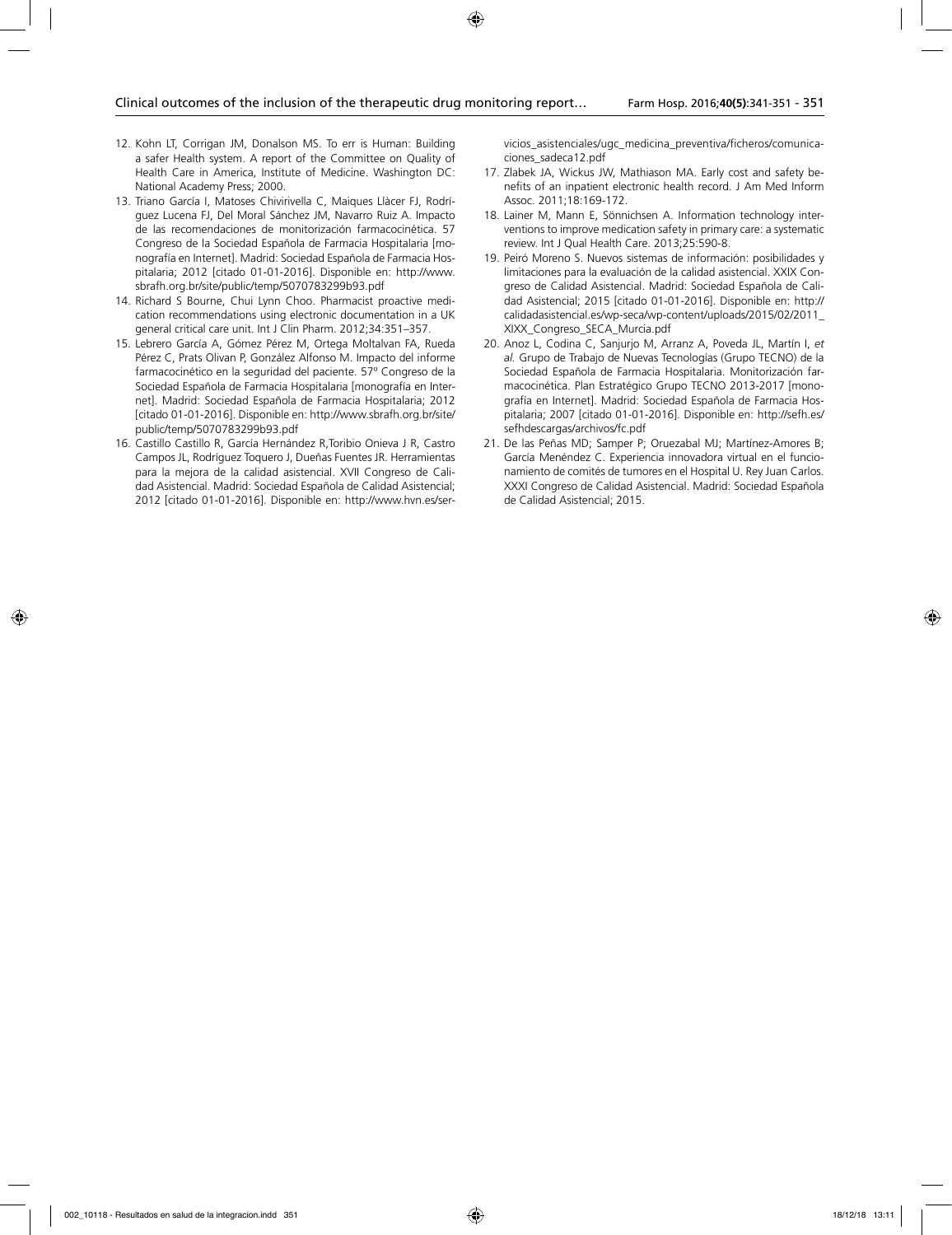12. Kohn LT, Corrigan JM, Donalson MS. To err is Human: Building a safer Health system. A report of the Committee on Quality of Health Care in America, Institute of Medicine. Washington DC: National Academy Press; 2000.
13. Triano García I, Matoses Chivirivella C, Maiques Llàcer FJ, Rodríguez Lucena FJ, Del Moral Sánchez JM, Navarro Ruiz A. Impacto de las recomendaciones de monitorización farmacocinética. 57 Congreso de la Sociedad Española de Farmacia Hospitalaria [monografía en Internet]. Madrid: Sociedad Española de Farmacia Hospitalaria; 2012 [citado 01-01-2016]. Disponible en: http://www.sbrafh.org.br/site/public/temp/5070783299b93.pdf
14. Richard S Bourne, Chui Lynn Choo. Pharmacist proactive medication recommendations using electronic documentation in a UK general critical care unit. Int J Clin Pharm. 2012;34:351–357.
15. Lebrero García A, Gómez Pérez M, Ortega Moltalvan FA, Rueda Pérez C, Prats Olivan P, González Alfonso M. Impacto del informe farmacocinético en la seguridad del paciente. 57º Congreso de la Sociedad Española de Farmacia Hospitalaria [monografía en Internet]. Madrid: Sociedad Española de Farmacia Hospitalaria; 2012 [citado 01-01-2016]. Disponible en: http://www.sbrafh.org.br/site/public/temp/5070783299b93.pdf
16. Castillo Castillo R, García Hernández R,Toribio Onieva J R, Castro Campos JL, Rodríguez Toquero J, Dueñas Fuentes JR. Herramientas para la mejora de la calidad asistencial. XVII Congreso de Calidad Asistencial. Madrid: Sociedad Española de Calidad Asistencial; 2012 [citado 01-01-2016]. Disponible en: http://www.hvn.es/servicios_asistenciales/ugc_medicina_preventiva/ficheros/comunicaciones_sadeca12.pdf
17. Zlabek JA, Wickus JW, Mathiason MA. Early cost and safety benefits of an inpatient electronic health record. J Am Med Inform Assoc. 2011;18:169-172.
18. Lainer M, Mann E, Sönnichsen A. Information technology interventions to improve medication safety in primary care: a systematic review. Int J Qual Health Care. 2013;25:590-8.
19. Peiró Moreno S. Nuevos sistemas de información: posibilidades y limitaciones para la evaluación de la calidad asistencial. XXIX Congreso de Calidad Asistencial. Madrid: Sociedad Española de Calidad Asistencial; 2015 [citado 01-01-2016]. Disponible en: http://calidadasistencial.es/wp-seca/wp-content/uploads/2015/02/2011_XIXX_Congreso_SECA_Murcia.pdf
20. Anoz L, Codina C, Sanjurjo M, Arranz A, Poveda JL, Martín I, *et al.* Grupo de Trabajo de Nuevas Tecnologías (Grupo TECNO) de la Sociedad Española de Farmacia Hospitalaria. Monitorización farmacocinética. Plan Estratégico Grupo TECNO 2013-2017 [monografía en Internet]. Madrid: Sociedad Española de Farmacia Hospitalaria; 2007 [citado 01-01-2016]. Disponible en: http://sefh.es/sefhdescargas/archivos/fc.pdf
21. De las Peñas MD; Samper P; Oruezabal MJ; Martínez-Amores B; García Menéndez C. Experiencia innovadora virtual en el funcionamiento de comités de tumores en el Hospital U. Rey Juan Carlos. XXXI Congreso de Calidad Asistencial. Madrid: Sociedad Española de Calidad Asistencial; 2015.